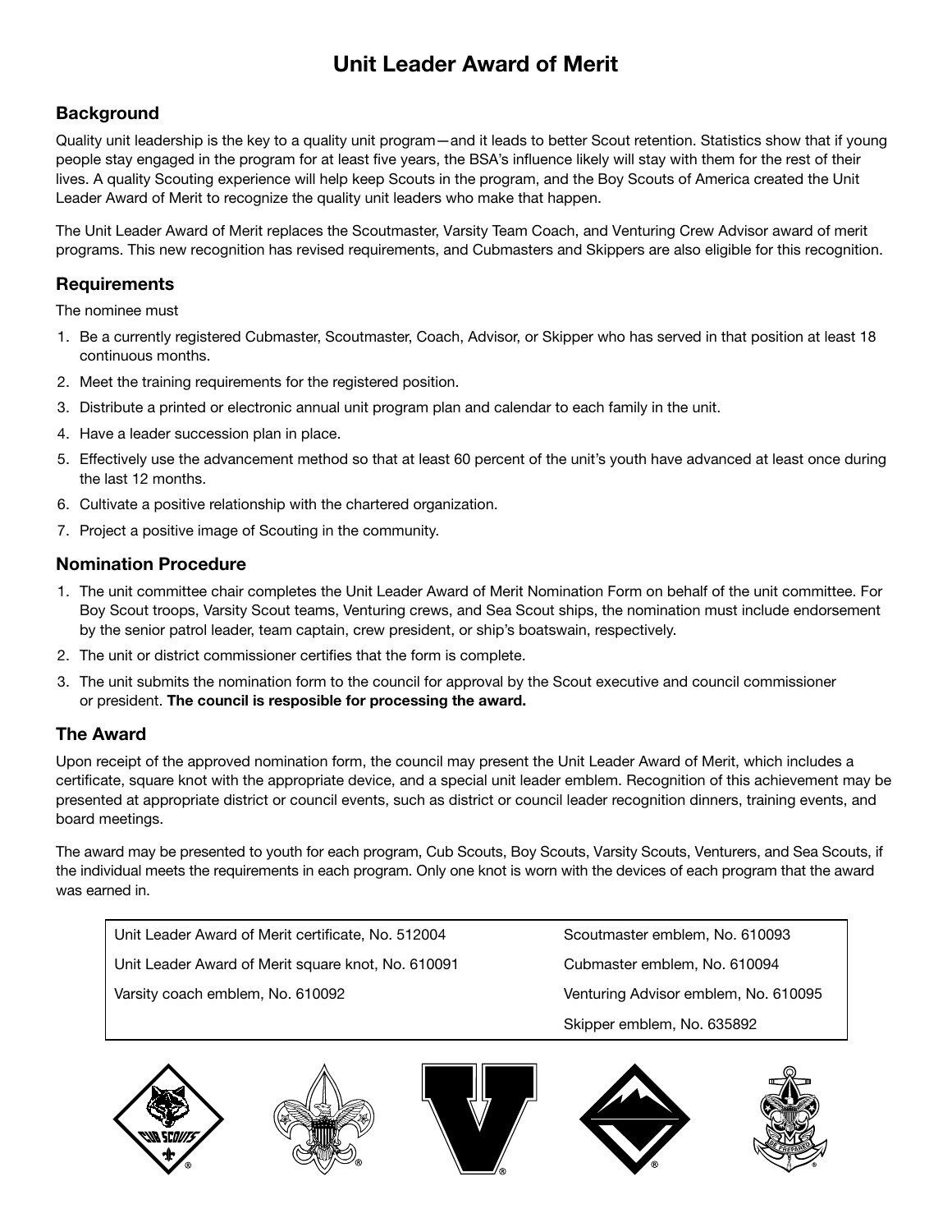# Unit Leader Award of Merit

## Background

Quality unit leadership is the key to a quality unit program—and it leads to better Scout retention. Statistics show that if young people stay engaged in the program for at least five years, the BSA's influence likely will stay with them for the rest of their lives. A quality Scouting experience will help keep Scouts in the program, and the Boy Scouts of America created the Unit Leader Award of Merit to recognize the quality unit leaders who make that happen.

The Unit Leader Award of Merit replaces the Scoutmaster, Varsity Team Coach, and Venturing Crew Advisor award of merit programs. This new recognition has revised requirements, and Cubmasters and Skippers are also eligible for this recognition.

## Requirements

The nominee must

1. Be a currently registered Cubmaster, Scoutmaster, Coach, Advisor, or Skipper who has served in that position at least 18 continuous months.
2. Meet the training requirements for the registered position.
3. Distribute a printed or electronic annual unit program plan and calendar to each family in the unit.
4. Have a leader succession plan in place.
5. Effectively use the advancement method so that at least 60 percent of the unit's youth have advanced at least once during the last 12 months.
6. Cultivate a positive relationship with the chartered organization.
7. Project a positive image of Scouting in the community.

## Nomination Procedure

1. The unit committee chair completes the Unit Leader Award of Merit Nomination Form on behalf of the unit committee. For Boy Scout troops, Varsity Scout teams, Venturing crews, and Sea Scout ships, the nomination must include endorsement by the senior patrol leader, team captain, crew president, or ship's boatswain, respectively.
2. The unit or district commissioner certifies that the form is complete.
3. The unit submits the nomination form to the council for approval by the Scout executive and council commissioner or president. **The council is resposible for processing the award.**

## The Award

Upon receipt of the approved nomination form, the council may present the Unit Leader Award of Merit, which includes a certificate, square knot with the appropriate device, and a special unit leader emblem. Recognition of this achievement may be presented at appropriate district or council events, such as district or council leader recognition dinners, training events, and board meetings.

The award may be presented to youth for each program, Cub Scouts, Boy Scouts, Varsity Scouts, Venturers, and Sea Scouts, if the individual meets the requirements in each program. Only one knot is worn with the devices of each program that the award was earned in.

| | |
|---|---|
| Unit Leader Award of Merit certificate, No. 512004 | Scoutmaster emblem, No. 610093 |
| Unit Leader Award of Merit square knot, No. 610091 | Cubmaster emblem, No. 610094 |
| Varsity coach emblem, No. 610092 | Venturing Advisor emblem, No. 610095 |
| | Skipper emblem, No. 635892 |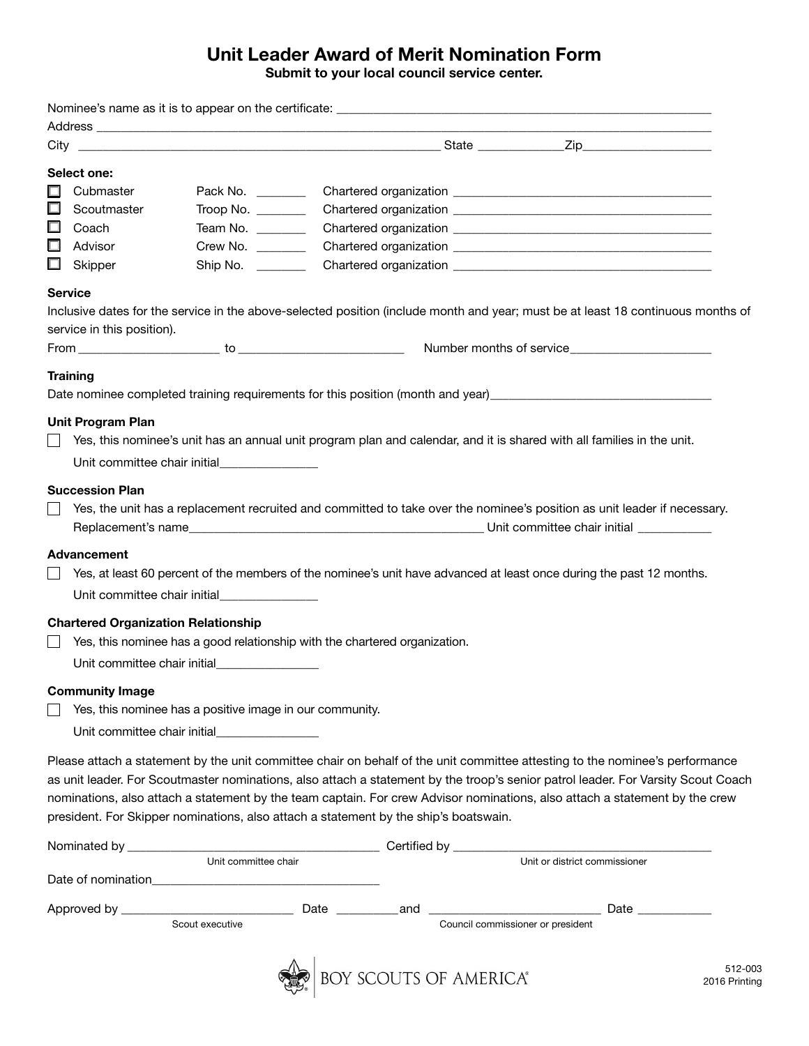# Unit Leader Award of Merit Nomination Form

**Submit to your local council service center.**

Nominee's name as it is to appear on the certificate: ____________________________________________

Address ______________________________________________________________________________

City ____________________________________________ State ____________ Zip ________________

**Select one:**

- ☐ Cubmaster — Pack No. _______ Chartered organization ____________________________________
- ☐ Scoutmaster — Troop No. _______ Chartered organization ____________________________________
- ☐ Coach — Team No. _______ Chartered organization ____________________________________
- ☐ Advisor — Crew No. _______ Chartered organization ____________________________________
- ☐ Skipper — Ship No. _______ Chartered organization ____________________________________

**Service**

Inclusive dates for the service in the above-selected position (include month and year; must be at least 18 continuous months of service in this position).

From ____________________ to ________________________ Number months of service ____________________

**Training**

Date nominee completed training requirements for this position (month and year) ______________________________

**Unit Program Plan**

☐ Yes, this nominee's unit has an annual unit program plan and calendar, and it is shared with all families in the unit.

Unit committee chair initial ______________

**Succession Plan**

☐ Yes, the unit has a replacement recruited and committed to take over the nominee's position as unit leader if necessary.

Replacement's name ____________________________________________ Unit committee chair initial __________

**Advancement**

☐ Yes, at least 60 percent of the members of the nominee's unit have advanced at least once during the past 12 months.

Unit committee chair initial ______________

**Chartered Organization Relationship**

☐ Yes, this nominee has a good relationship with the chartered organization.

Unit committee chair initial ______________

**Community Image**

☐ Yes, this nominee has a positive image in our community.

Unit committee chair initial ______________

Please attach a statement by the unit committee chair on behalf of the unit committee attesting to the nominee's performance as unit leader. For Scoutmaster nominations, also attach a statement by the troop's senior patrol leader. For Varsity Scout Coach nominations, also attach a statement by the team captain. For crew Advisor nominations, also attach a statement by the crew president. For Skipper nominations, also attach a statement by the ship's boatswain.

Nominated by ____________________________________ Certified by ____________________________________
Unit committee chair — Unit or district commissioner

Date of nomination ________________________________

Approved by __________________________ Date _________ and __________________________ Date __________
Scout executive — Council commissioner or president

BOY SCOUTS OF AMERICA®

512-003
2016 Printing